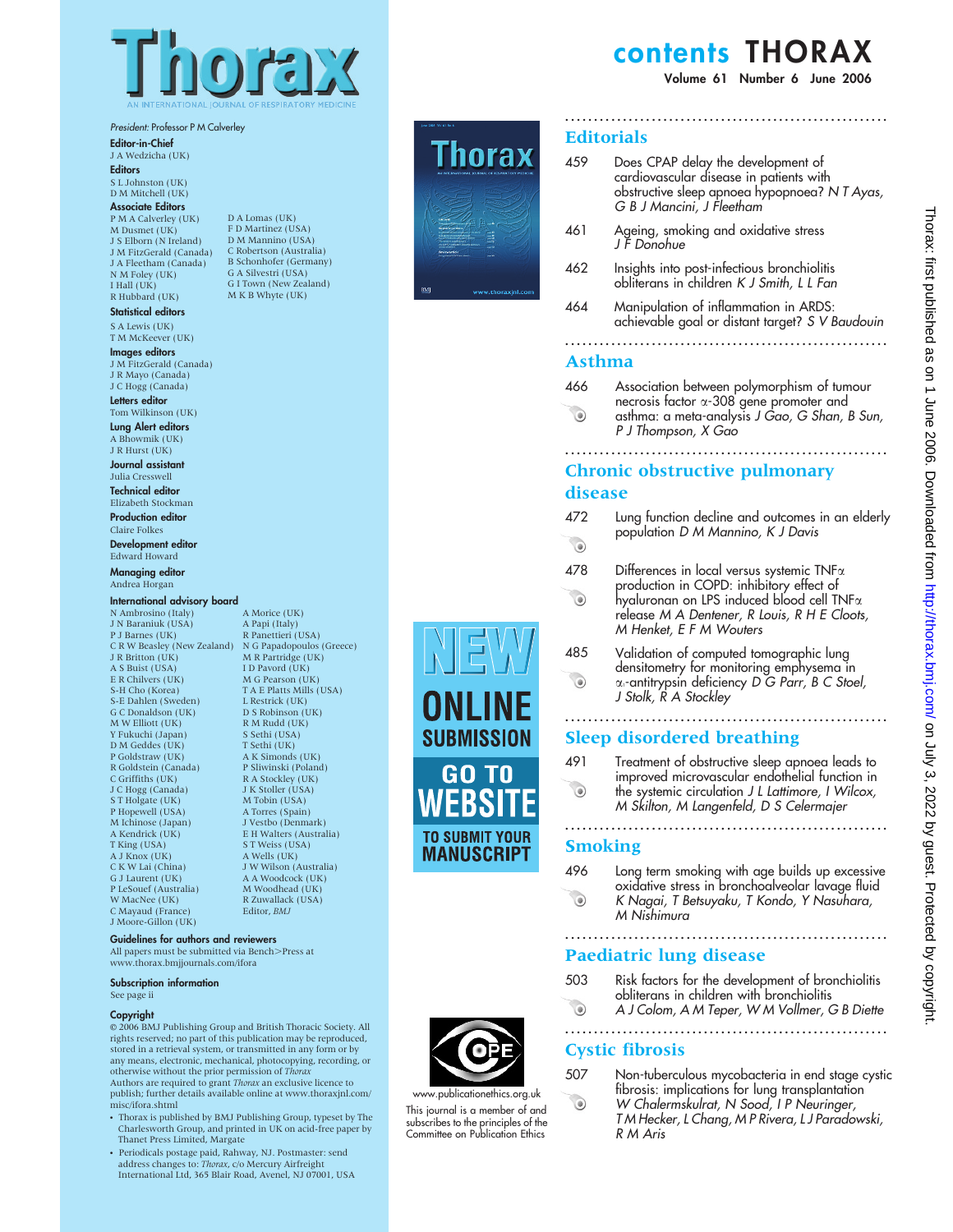# Thorax

AN INTERNATIONAL JOURNAL OF RESPIRATORY MEDICINE

*President:* Professor P M Calverley

**Editor-in-Chief**
J A Wedzicha (UK)

**Editors**
S L Johnston (UK)
D M Mitchell (UK)

**Associate Editors**
P M A Calverley (UK)
M Dusmet (UK)
J S Elborn (N Ireland)
J M FitzGerald (Canada)
J A Fleetham (Canada)
N M Foley (UK)
I Hall (UK)
R Hubbard (UK)
D A Lomas (UK)
F D Martinez (USA)
D M Mannino (USA)
C Robertson (Australia)
B Schonhofer (Germany)
G A Silvestri (USA)
G I Town (New Zealand)
M K B Whyte (UK)

**Statistical editors**
S A Lewis (UK)
T M McKeever (UK)

**Images editors**
J M FitzGerald (Canada)
J R Mayo (Canada)
J C Hogg (Canada)

**Letters editor**
Tom Wilkinson (UK)

**Lung Alert editors**
A Bhowmik (UK)
J R Hurst (UK)

**Journal assistant**
Julia Cresswell

**Technical editor**
Elizabeth Stockman

**Production editor**
Claire Folkes

**Development editor**
Edward Howard

**Managing editor**
Andrea Horgan

**International advisory board**
N Ambrosino (Italy)
J N Baraniuk (USA)
P J Barnes (UK)
C R W Beasley (New Zealand)
J R Britton (UK)
A S Buist (USA)
E R Chilvers (UK)
S-H Cho (Korea)
S-E Dahlen (Sweden)
G C Donaldson (UK)
M W Elliott (UK)
Y Fukuchi (Japan)
D M Geddes (UK)
P Goldstraw (UK)
R Goldstein (Canada)
C Griffiths (UK)
J C Hogg (Canada)
S T Holgate (UK)
P Hopewell (USA)
M Ichinose (Japan)
A Kendrick (UK)
T King (USA)
A J Knox (UK)
C K W Lai (China)
G J Laurent (UK)
P LeSouef (Australia)
W MacNee (UK)
C Mayaud (France)
J Moore-Gillon (UK)
A Morice (UK)
A Papi (Italy)
R Panettieri (USA)
N G Papadopoulos (Greece)
M R Partridge (UK)
I D Pavord (UK)
M G Pearson (UK)
T A E Platts Mills (USA)
L Restrick (UK)
D S Robinson (UK)
R M Rudd (UK)
S Sethi (USA)
T Sethi (UK)
A K Simonds (UK)
P Sliwinski (Poland)
R A Stockley (UK)
J K Stoller (USA)
M Tobin (USA)
A Torres (Spain)
J Vestbo (Denmark)
E H Walters (Australia)
S T Weiss (USA)
A Wells (UK)
J W Wilson (Australia)
A A Woodcock (UK)
M Woodhead (UK)
R Zuwallack (USA)
Editor, *BMJ*

**Guidelines for authors and reviewers**
All papers must be submitted via Bench>Press at www.thorax.bmjjournals.com/ifora

**Subscription information**
See page ii

**Copyright**
© 2006 BMJ Publishing Group and British Thoracic Society. All rights reserved; no part of this publication may be reproduced, stored in a retrieval system, or transmitted in any form or by any means, electronic, mechanical, photocopying, recording, or otherwise without the prior permission of *Thorax*
Authors are required to grant *Thorax* an exclusive licence to publish; further details available online at www.thoraxjnl.com/misc/ifora.shtml

- Thorax is published by BMJ Publishing Group, typeset by The Charlesworth Group, and printed in UK on acid-free paper by Thanet Press Limited, Margate
- Periodicals postage paid, Rahway, NJ. Postmaster: send address changes to: *Thorax*, c/o Mercury Airfreight International Ltd, 365 Blair Road, Avenel, NJ 07001, USA

NEW ONLINE SUBMISSION
GO TO WEBSITE
TO SUBMIT YOUR MANUSCRIPT

www.publicationethics.org.uk
This journal is a member of and subscribes to the principles of the Committee on Publication Ethics

# contents THORAX

**Volume 61 Number 6 June 2006**

## Editorials

459 Does CPAP delay the development of cardiovascular disease in patients with obstructive sleep apnoea hypopnoea? *N T Ayas, G B J Mancini, J Fleetham*

461 Ageing, smoking and oxidative stress *J F Donohue*

462 Insights into post-infectious bronchiolitis obliterans in children *K J Smith, L L Fan*

464 Manipulation of inflammation in ARDS: achievable goal or distant target? *S V Baudouin*

## Asthma

466 Association between polymorphism of tumour necrosis factor $\alpha$-308 gene promoter and asthma: a meta-analysis *J Gao, G Shan, B Sun, P J Thompson, X Gao*

## Chronic obstructive pulmonary disease

472 Lung function decline and outcomes in an elderly population *D M Mannino, K J Davis*

478 Differences in local versus systemic TNF$\alpha$ production in COPD: inhibitory effect of hyaluronan on LPS induced blood cell TNF$\alpha$ release *M A Dentener, R Louis, R H E Cloots, M Henket, E F M Wouters*

485 Validation of computed tomographic lung densitometry for monitoring emphysema in $\alpha_1$-antitrypsin deficiency *D G Parr, B C Stoel, J Stolk, R A Stockley*

## Sleep disordered breathing

491 Treatment of obstructive sleep apnoea leads to improved microvascular endothelial function in the systemic circulation *J L Lattimore, I Wilcox, M Skilton, M Langenfeld, D S Celermajer*

## Smoking

496 Long term smoking with age builds up excessive oxidative stress in bronchoalveolar lavage fluid *K Nagai, T Betsuyaku, T Kondo, Y Nasuhara, M Nishimura*

## Paediatric lung disease

503 Risk factors for the development of bronchiolitis obliterans in children with bronchiolitis *A J Colom, A M Teper, W M Vollmer, G B Diette*

## Cystic fibrosis

507 Non-tuberculous mycobacteria in end stage cystic fibrosis: implications for lung transplantation *W Chalermskulrat, N Sood, I P Neuringer, T M Hecker, L Chang, M P Rivera, L J Paradowski, R M Aris*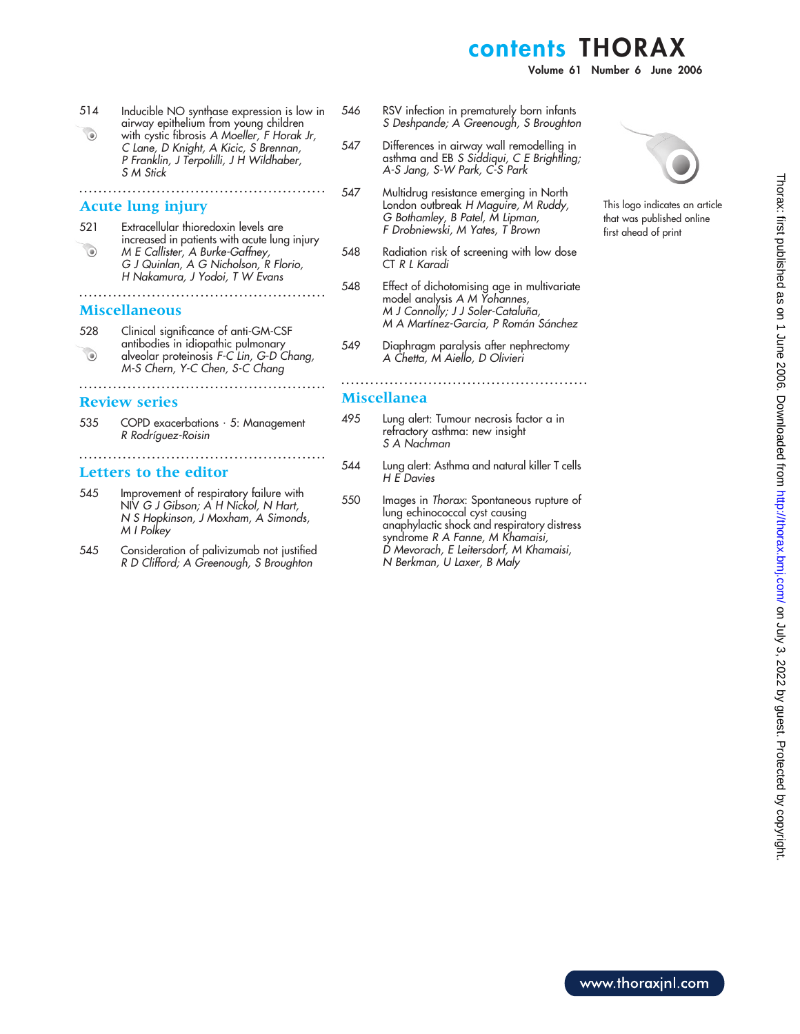# contents THORAX

514 Inducible NO synthase expression is low in airway epithelium from young children with cystic fibrosis *A Moeller, F Horak Jr, C Lane, D Knight, A Kicic, S Brennan, P Franklin, J Terpolilli, J H Wildhaber, S M Stick*

## Acute lung injury

521 Extracellular thioredoxin levels are increased in patients with acute lung injury *M E Callister, A Burke-Gaffney, G J Quinlan, A G Nicholson, R Florio, H Nakamura, J Yodoi, T W Evans*

## Miscellaneous

528 Clinical significance of anti-GM-CSF antibodies in idiopathic pulmonary alveolar proteinosis *F-C Lin, G-D Chang, M-S Chern, Y-C Chen, S-C Chang*

## Review series

535 COPD exacerbations · 5: Management *R Rodríguez-Roisin*

## Letters to the editor

545 Improvement of respiratory failure with NIV *G J Gibson; A H Nickol, N Hart, N S Hopkinson, J Moxham, A Simonds, M I Polkey*

545 Consideration of palivizumab not justified *R D Clifford; A Greenough, S Broughton*

546 RSV infection in prematurely born infants *S Deshpande; A Greenough, S Broughton*

547 Differences in airway wall remodelling in asthma and EB *S Siddiqui, C E Brightling; A-S Jang, S-W Park, C-S Park*

547 Multidrug resistance emerging in North London outbreak *H Maguire, M Ruddy, G Bothamley, B Patel, M Lipman, F Drobniewski, M Yates, T Brown*

548 Radiation risk of screening with low dose CT *R L Karadi*

548 Effect of dichotomising age in multivariate model analysis *A M Yohannes, M J Connolly; J J Soler-Cataluña, M A Martínez-Garcia, P Román Sánchez*

549 Diaphragm paralysis after nephrectomy *A Chetta, M Aiello, D Olivieri*

## Miscellanea

495 Lung alert: Tumour necrosis factor a in refractory asthma: new insight *S A Nachman*

544 Lung alert: Asthma and natural killer T cells *H E Davies*

550 Images in *Thorax*: Spontaneous rupture of lung echinococcal cyst causing anaphylactic shock and respiratory distress syndrome *R A Fanne, M Khamaisi, D Mevorach, E Leitersdorf, M Khamaisi, N Berkman, U Laxer, B Maly*

This logo indicates an article that was published online first ahead of print

www.thoraxjnl.com